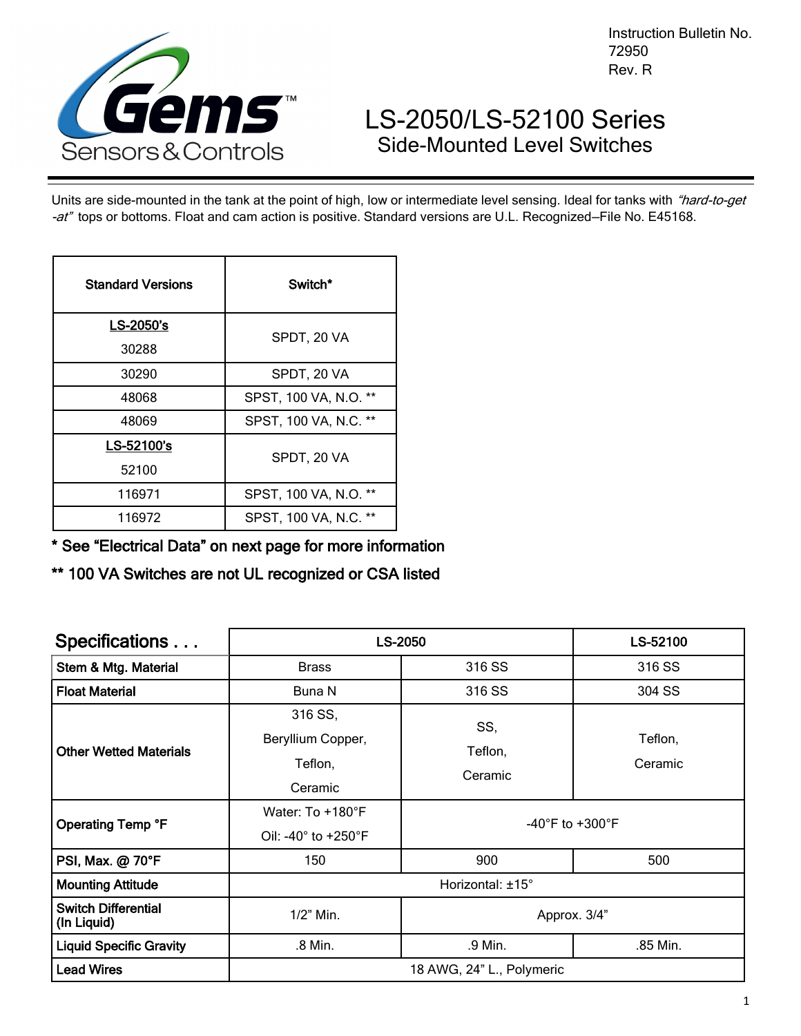Instruction Bulletin No. 72950 Rev. R

# LS-2050/LS-52100 Series

## Side-Mounted Level Switches

Units are side-mounted in the tank at the point of high, low or intermediate level sensing. Ideal for tanks with *"hard-to-get -at"* tops or bottoms. Float and cam action is positive. Standard versions are U.L. Recognized—File No. E45168.

| Standard Versions | Switch* |
|---|---|
| **LS-2050's** 30288 | SPDT, 20 VA |
| 30290 | SPDT, 20 VA |
| 48068 | SPST, 100 VA, N.O. ** |
| 48069 | SPST, 100 VA, N.C. ** |
| **LS-52100's** 52100 | SPDT, 20 VA |
| 116971 | SPST, 100 VA, N.O. ** |
| 116972 | SPST, 100 VA, N.C. ** |

**\* See "Electrical Data" on next page for more information**

**\*\* 100 VA Switches are not UL recognized or CSA listed**

| Specifications . . . | LS-2050 | | LS-52100 |
|---|---|---|---|
| **Stem & Mtg. Material** | Brass | 316 SS | 316 SS |
| **Float Material** | Buna N | 316 SS | 304 SS |
| **Other Wetted Materials** | 316 SS, Beryllium Copper, Teflon, Ceramic | SS, Teflon, Ceramic | Teflon, Ceramic |
| **Operating Temp °F** | Water: To +180°F Oil: -40° to +250°F | -40°F to +300°F | |
| **PSI, Max. @ 70°F** | 150 | 900 | 500 |
| **Mounting Attitude** | Horizontal: ±15° | | |
| **Switch Differential (In Liquid)** | 1/2" Min. | Approx. 3/4" | |
| **Liquid Specific Gravity** | .8 Min. | .9 Min. | .85 Min. |
| **Lead Wires** | 18 AWG, 24" L., Polymeric | | |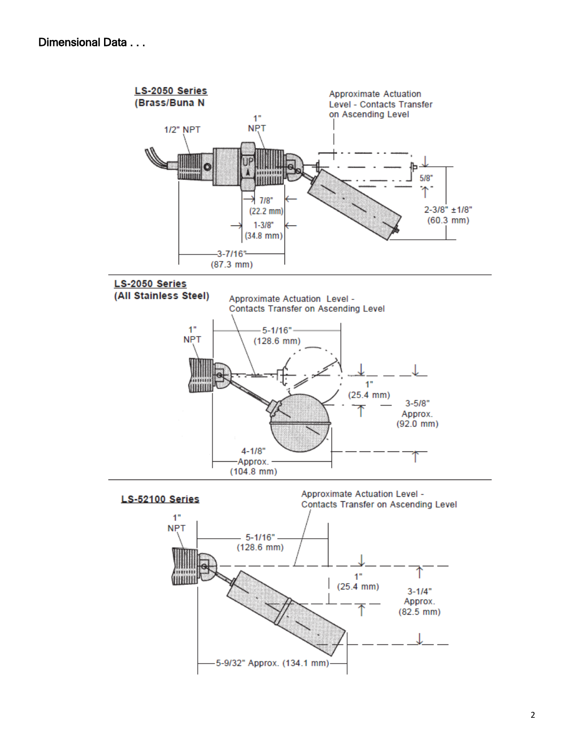# Dimensional Data . . .

## LS-2050 Series
**(Brass/Buna N**

1/2" NPT

1" NPT

Approximate Actuation Level - Contacts Transfer on Ascending Level

UP

7/8" (22.2 mm)

1-3/8" (34.8 mm)

3-7/16" (87.3 mm)

5/8"

2-3/8" ±1/8" (60.3 mm)

## LS-2050 Series
**(All Stainless Steel)**

1" NPT

Approximate Actuation Level - Contacts Transfer on Ascending Level

5-1/16" (128.6 mm)

1" (25.4 mm)

3-5/8" Approx. (92.0 mm)

4-1/8" Approx. (104.8 mm)

## LS-52100 Series

1" NPT

Approximate Actuation Level - Contacts Transfer on Ascending Level

5-1/16" (128.6 mm)

1" (25.4 mm)

3-1/4" Approx. (82.5 mm)

5-9/32" Approx. (134.1 mm)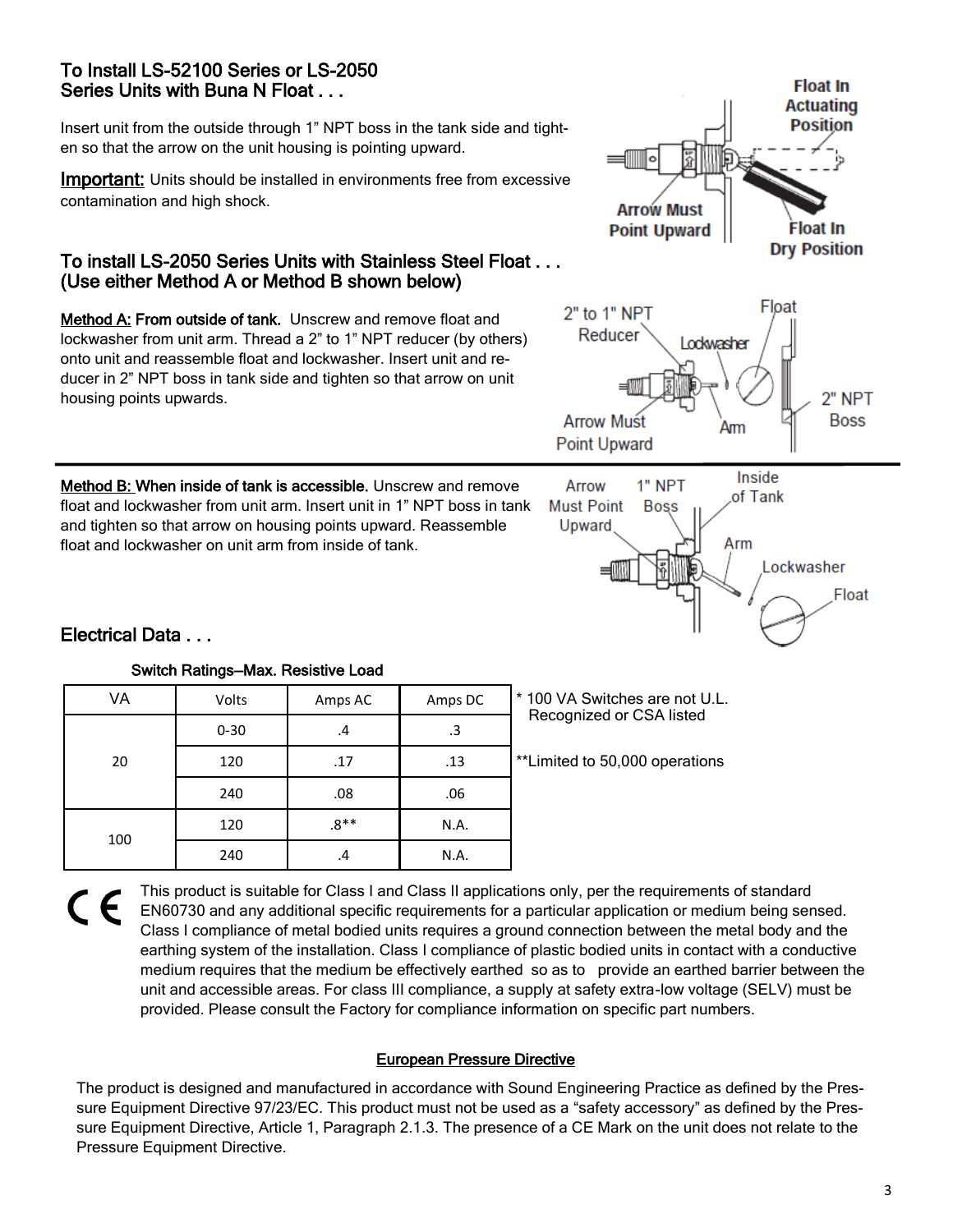## To Install LS-52100 Series or LS-2050 Series Units with Buna N Float . . .

Insert unit from the outside through 1" NPT boss in the tank side and tighten so that the arrow on the unit housing is pointing upward.

**Important:** Units should be installed in environments free from excessive contamination and high shock.

## To install LS-2050 Series Units with Stainless Steel Float . . . (Use either Method A or Method B shown below)

**Method A: From outside of tank.** Unscrew and remove float and lockwasher from unit arm. Thread a 2" to 1" NPT reducer (by others) onto unit and reassemble float and lockwasher. Insert unit and reducer in 2" NPT boss in tank side and tighten so that arrow on unit housing points upwards.

**Method B: When inside of tank is accessible.** Unscrew and remove float and lockwasher from unit arm. Insert unit in 1" NPT boss in tank and tighten so that arrow on housing points upward. Reassemble float and lockwasher on unit arm from inside of tank.

## Electrical Data . . .

Switch Ratings—Max. Resistive Load

| VA | Volts | Amps AC | Amps DC |
|---|---|---|---|
| 20 | 0-30 | .4 | .3 |
| | 120 | .17 | .13 |
| | 240 | .08 | .06 |
| 100 | 120 | .8** | N.A. |
| | 240 | .4 | N.A. |

* 100 VA Switches are not U.L. Recognized or CSA listed

**Limited to 50,000 operations

CE This product is suitable for Class I and Class II applications only, per the requirements of standard EN60730 and any additional specific requirements for a particular application or medium being sensed. Class I compliance of metal bodied units requires a ground connection between the metal body and the earthing system of the installation. Class I compliance of plastic bodied units in contact with a conductive medium requires that the medium be effectively earthed so as to provide an earthed barrier between the unit and accessible areas. For class III compliance, a supply at safety extra-low voltage (SELV) must be provided. Please consult the Factory for compliance information on specific part numbers.

### European Pressure Directive

The product is designed and manufactured in accordance with Sound Engineering Practice as defined by the Pressure Equipment Directive 97/23/EC. This product must not be used as a "safety accessory" as defined by the Pressure Equipment Directive, Article 1, Paragraph 2.1.3. The presence of a CE Mark on the unit does not relate to the Pressure Equipment Directive.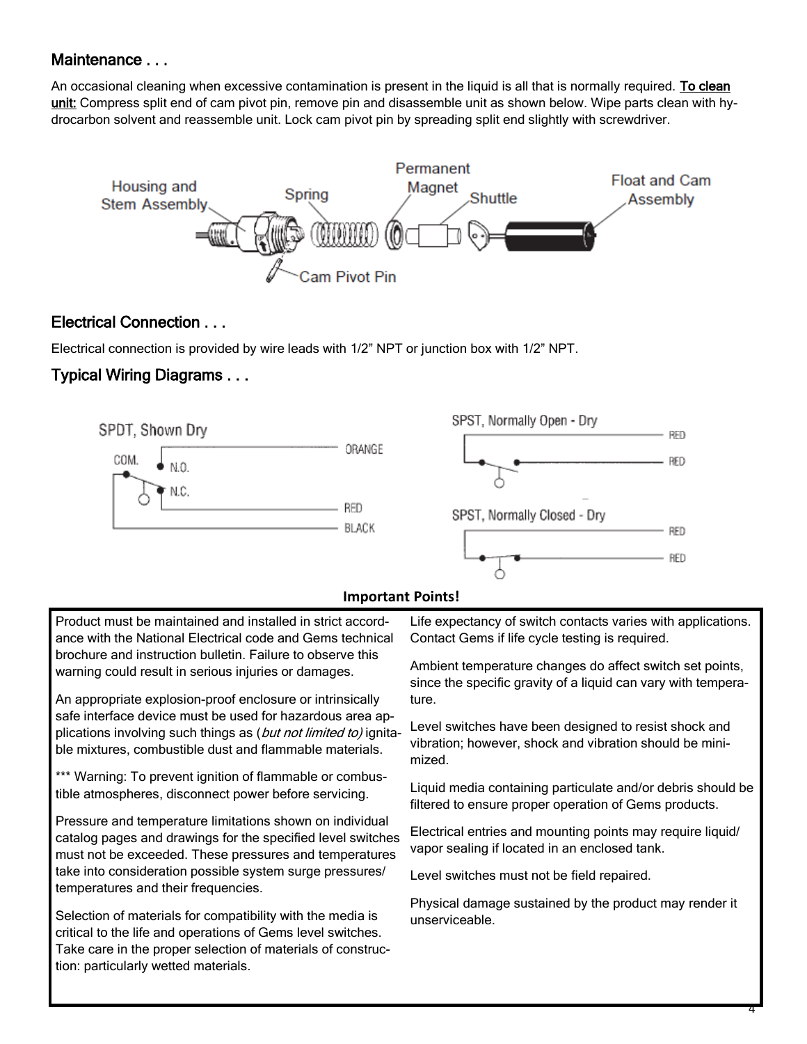## Maintenance . . .

An occasional cleaning when excessive contamination is present in the liquid is all that is normally required. **To clean unit:** Compress split end of cam pivot pin, remove pin and disassemble unit as shown below. Wipe parts clean with hydrocarbon solvent and reassemble unit. Lock cam pivot pin by spreading split end slightly with screwdriver.

Housing and Stem Assembly

Spring

Permanent Magnet

Shuttle

Float and Cam Assembly

Cam Pivot Pin

## Electrical Connection . . .

Electrical connection is provided by wire leads with 1/2" NPT or junction box with 1/2" NPT.

## Typical Wiring Diagrams . . .

SPDT, Shown Dry

COM.

N.O.

N.C.

ORANGE

RED

BLACK

SPST, Normally Open - Dry

RED

RED

SPST, Normally Closed - Dry

RED

RED

**Important Points!**

Product must be maintained and installed in strict accordance with the National Electrical code and Gems technical brochure and instruction bulletin. Failure to observe this warning could result in serious injuries or damages.

An appropriate explosion-proof enclosure or intrinsically safe interface device must be used for hazardous area applications involving such things as (*but not limited to*) ignitable mixtures, combustible dust and flammable materials.

*** Warning: To prevent ignition of flammable or combustible atmospheres, disconnect power before servicing.

Pressure and temperature limitations shown on individual catalog pages and drawings for the specified level switches must not be exceeded. These pressures and temperatures take into consideration possible system surge pressures/temperatures and their frequencies.

Selection of materials for compatibility with the media is critical to the life and operations of Gems level switches. Take care in the proper selection of materials of construction: particularly wetted materials.

Life expectancy of switch contacts varies with applications. Contact Gems if life cycle testing is required.

Ambient temperature changes do affect switch set points, since the specific gravity of a liquid can vary with temperature.

Level switches have been designed to resist shock and vibration; however, shock and vibration should be minimized.

Liquid media containing particulate and/or debris should be filtered to ensure proper operation of Gems products.

Electrical entries and mounting points may require liquid/vapor sealing if located in an enclosed tank.

Level switches must not be field repaired.

Physical damage sustained by the product may render it unserviceable.